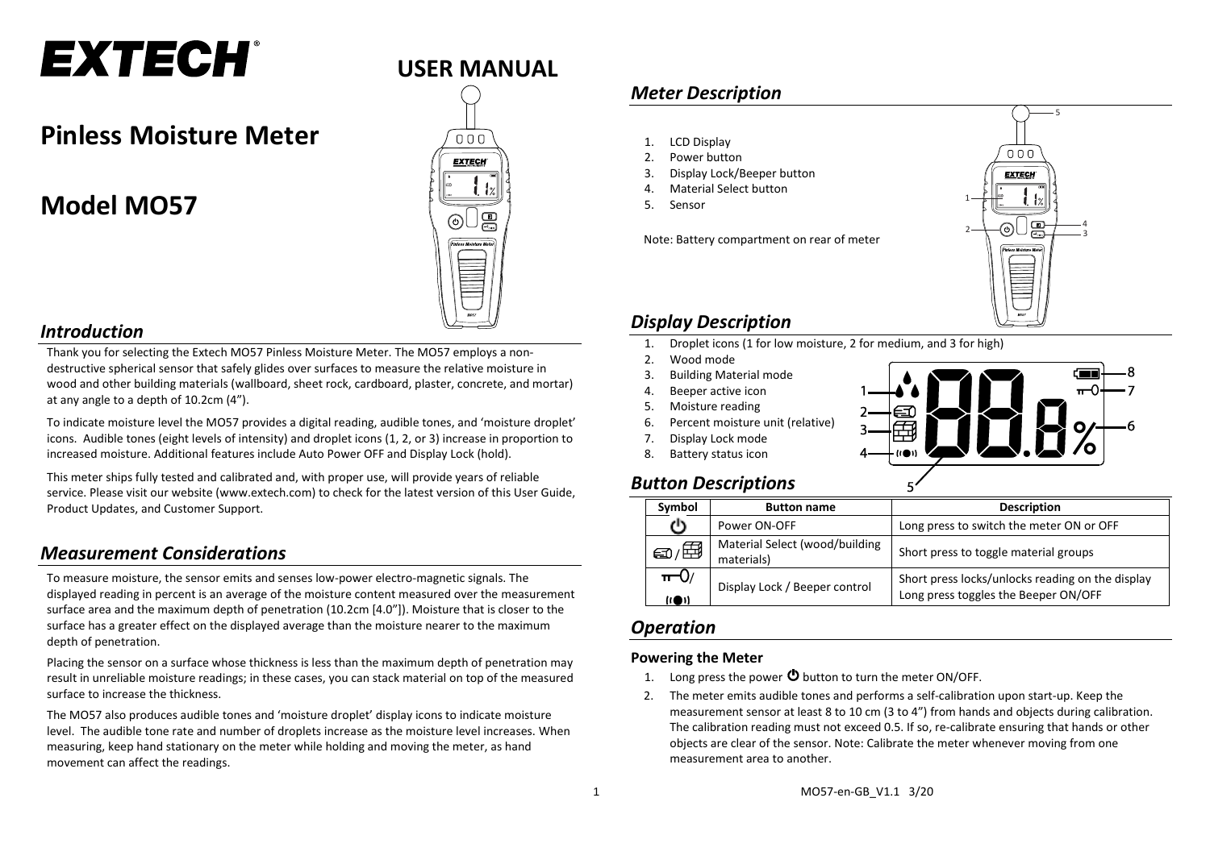# EXTECH

# USER MANUAL

# Pinless Moisture Meter

# Model MO57

## Introduction

Thank you for selecting the Extech MO57 Pinless Moisture Meter. The MO57 employs a non-destructive spherical sensor that safely glides over surfaces to measure the relative moisture in wood and other building materials (wallboard, sheet rock, cardboard, plaster, concrete, and mortar) at any angle to a depth of 10.2cm (4").

To indicate moisture level the MO57 provides a digital reading, audible tones, and 'moisture droplet' icons. Audible tones (eight levels of intensity) and droplet icons (1, 2, or 3) increase in proportion to increased moisture. Additional features include Auto Power OFF and Display Lock (hold).

This meter ships fully tested and calibrated and, with proper use, will provide years of reliable service. Please visit our website (www.extech.com) to check for the latest version of this User Guide, Product Updates, and Customer Support.

## Measurement Considerations

To measure moisture, the sensor emits and senses low-power electro-magnetic signals. The displayed reading in percent is an average of the moisture content measured over the measurement surface area and the maximum depth of penetration (10.2cm [4.0"]). Moisture that is closer to the surface has a greater effect on the displayed average than the moisture nearer to the maximum depth of penetration.

Placing the sensor on a surface whose thickness is less than the maximum depth of penetration may result in unreliable moisture readings; in these cases, you can stack material on top of the measured surface to increase the thickness.

The MO57 also produces audible tones and 'moisture droplet' display icons to indicate moisture level. The audible tone rate and number of droplets increase as the moisture level increases. When measuring, keep hand stationary on the meter while holding and moving the meter, as hand movement can affect the readings.

## Meter Description

1. LCD Display
2. Power button
3. Display Lock/Beeper button
4. Material Select button
5. Sensor

Note: Battery compartment on rear of meter

## Display Description

1. Droplet icons (1 for low moisture, 2 for medium, and 3 for high)
2. Wood mode
3. Building Material mode
4. Beeper active icon
5. Moisture reading
6. Percent moisture unit (relative)
7. Display Lock mode
8. Battery status icon

## Button Descriptions

| Symbol | Button name | Description |
|---|---|---|
| ⏻ | Power ON-OFF | Long press to switch the meter ON or OFF |
| Wood / Building icons | Material Select (wood/building materials) | Short press to toggle material groups |
| Lock / Beeper icons | Display Lock / Beeper control | Short press locks/unlocks reading on the display<br>Long press toggles the Beeper ON/OFF |

## Operation

### Powering the Meter

1. Long press the power ⏻ button to turn the meter ON/OFF.
2. The meter emits audible tones and performs a self-calibration upon start-up. Keep the measurement sensor at least 8 to 10 cm (3 to 4") from hands and objects during calibration. The calibration reading must not exceed 0.5. If so, re-calibrate ensuring that hands or other objects are clear of the sensor. Note: Calibrate the meter whenever moving from one measurement area to another.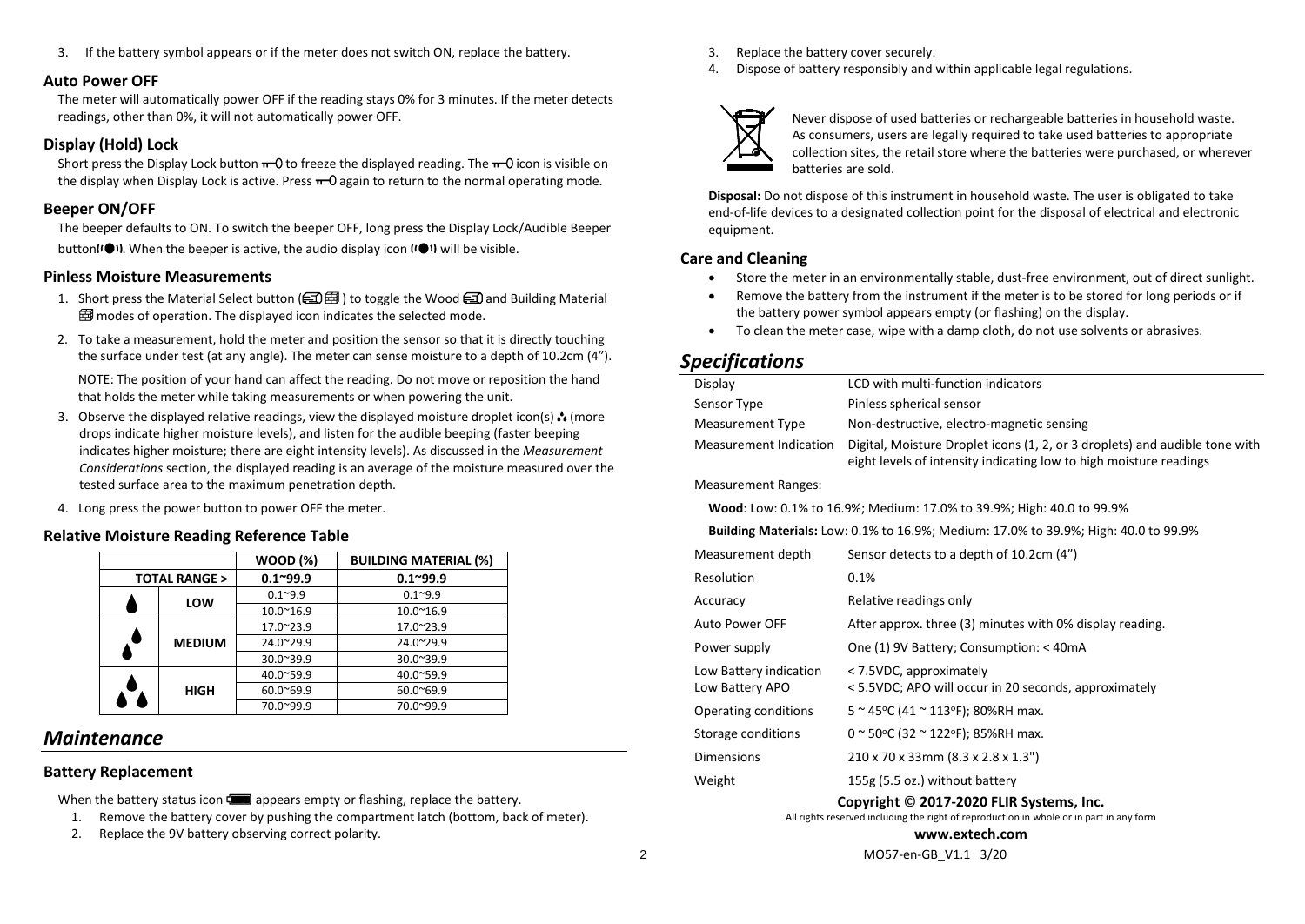3. If the battery symbol appears or if the meter does not switch ON, replace the battery.

### Auto Power OFF

The meter will automatically power OFF if the reading stays 0% for 3 minutes. If the meter detects readings, other than 0%, it will not automatically power OFF.

### Display (Hold) Lock

Short press the Display Lock button to freeze the displayed reading. The icon is visible on the display when Display Lock is active. Press again to return to the normal operating mode.

### Beeper ON/OFF

The beeper defaults to ON. To switch the beeper OFF, long press the Display Lock/Audible Beeper button. When the beeper is active, the audio display icon will be visible.

### Pinless Moisture Measurements

1. Short press the Material Select button ( ) to toggle the Wood and Building Material modes of operation. The displayed icon indicates the selected mode.
2. To take a measurement, hold the meter and position the sensor so that it is directly touching the surface under test (at any angle). The meter can sense moisture to a depth of 10.2cm (4").

   NOTE: The position of your hand can affect the reading. Do not move or reposition the hand that holds the meter while taking measurements or when powering the unit.
3. Observe the displayed relative readings, view the displayed moisture droplet icon(s) (more drops indicate higher moisture levels), and listen for the audible beeping (faster beeping indicates higher moisture; there are eight intensity levels). As discussed in the *Measurement Considerations* section, the displayed reading is an average of the moisture measured over the tested surface area to the maximum penetration depth.
4. Long press the power button to power OFF the meter.

### Relative Moisture Reading Reference Table

| | | WOOD (%) | BUILDING MATERIAL (%) |
|---|---|---|---|
| TOTAL RANGE > | | 0.1~99.9 | 0.1~99.9 |
| | LOW | 0.1~9.9 | 0.1~9.9 |
| | | 10.0~16.9 | 10.0~16.9 |
| | MEDIUM | 17.0~23.9 | 17.0~23.9 |
| | | 24.0~29.9 | 24.0~29.9 |
| | | 30.0~39.9 | 30.0~39.9 |
| | HIGH | 40.0~59.9 | 40.0~59.9 |
| | | 60.0~69.9 | 60.0~69.9 |
| | | 70.0~99.9 | 70.0~99.9 |

## *Maintenance*

### Battery Replacement

When the battery status icon appears empty or flashing, replace the battery.

1. Remove the battery cover by pushing the compartment latch (bottom, back of meter).
2. Replace the 9V battery observing correct polarity.
3. Replace the battery cover securely.
4. Dispose of battery responsibly and within applicable legal regulations.

Never dispose of used batteries or rechargeable batteries in household waste. As consumers, users are legally required to take used batteries to appropriate collection sites, the retail store where the batteries were purchased, or wherever batteries are sold.

**Disposal:** Do not dispose of this instrument in household waste. The user is obligated to take end-of-life devices to a designated collection point for the disposal of electrical and electronic equipment.

### Care and Cleaning

- Store the meter in an environmentally stable, dust-free environment, out of direct sunlight.
- Remove the battery from the instrument if the meter is to be stored for long periods or if the battery power symbol appears empty (or flashing) on the display.
- To clean the meter case, wipe with a damp cloth, do not use solvents or abrasives.

## *Specifications*

| | |
|---|---|
| Display | LCD with multi-function indicators |
| Sensor Type | Pinless spherical sensor |
| Measurement Type | Non-destructive, electro-magnetic sensing |
| Measurement Indication | Digital, Moisture Droplet icons (1, 2, or 3 droplets) and audible tone with eight levels of intensity indicating low to high moisture readings |
| Measurement Ranges: | |
| **Wood**: Low: 0.1% to 16.9%; Medium: 17.0% to 39.9%; High: 40.0 to 99.9% | |
| **Building Materials:** Low: 0.1% to 16.9%; Medium: 17.0% to 39.9%; High: 40.0 to 99.9% | |
| Measurement depth | Sensor detects to a depth of 10.2cm (4") |
| Resolution | 0.1% |
| Accuracy | Relative readings only |
| Auto Power OFF | After approx. three (3) minutes with 0% display reading. |
| Power supply | One (1) 9V Battery; Consumption: < 40mA |
| Low Battery indication | < 7.5VDC, approximately |
| Low Battery APO | < 5.5VDC; APO will occur in 20 seconds, approximately |
| Operating conditions | 5 ~ 45ºC (41 ~ 113ºF); 80%RH max. |
| Storage conditions | 0 ~ 50ºC (32 ~ 122ºF); 85%RH max. |
| Dimensions | 210 x 70 x 33mm (8.3 x 2.8 x 1.3") |
| Weight | 155g (5.5 oz.) without battery |

**Copyright © 2017-2020 FLIR Systems, Inc.**

All rights reserved including the right of reproduction in whole or in part in any form

**www.extech.com**

MO57-en-GB_V1.1 3/20